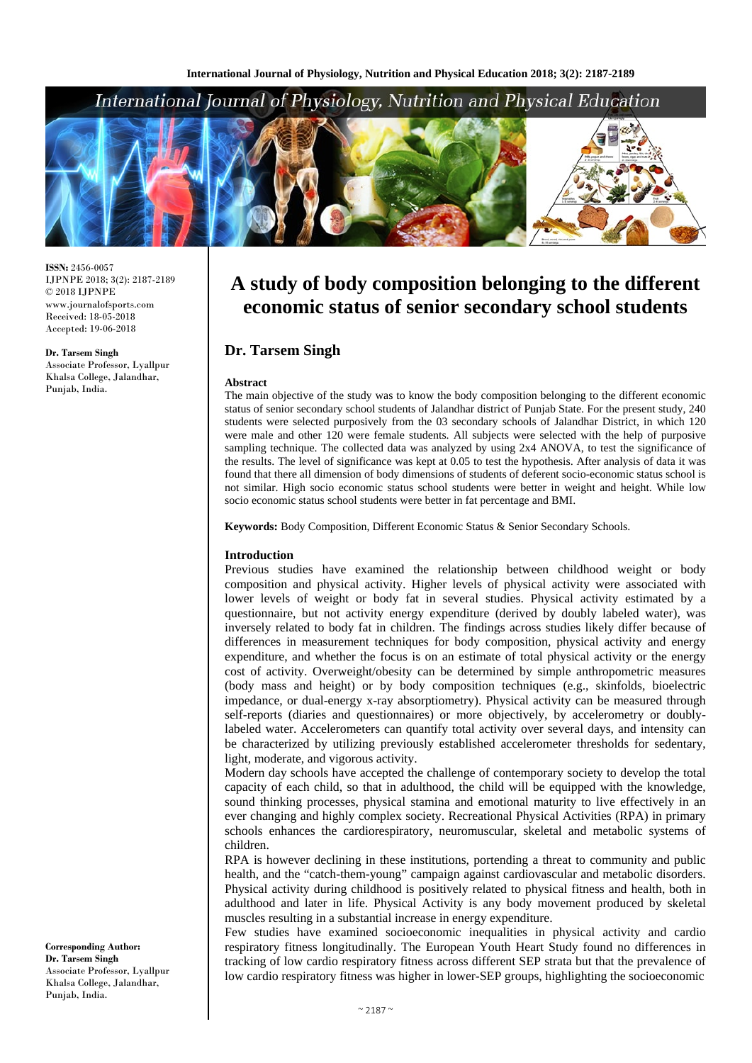**ISSN:** 2456-0057
IJPNPE 2018; 3(2): 2187-2189
© 2018 IJPNPE
www.journalofsports.com
Received: 18-05-2018
Accepted: 19-06-2018

**Dr. Tarsem Singh**
Associate Professor, Lyallpur Khalsa College, Jalandhar, Punjab, India.

**Corresponding Author:**
**Dr. Tarsem Singh**
Associate Professor, Lyallpur Khalsa College, Jalandhar, Punjab, India.

# A study of body composition belonging to the different economic status of senior secondary school students

## Dr. Tarsem Singh

### Abstract

The main objective of the study was to know the body composition belonging to the different economic status of senior secondary school students of Jalandhar district of Punjab State. For the present study, 240 students were selected purposively from the 03 secondary schools of Jalandhar District, in which 120 were male and other 120 were female students. All subjects were selected with the help of purposive sampling technique. The collected data was analyzed by using 2x4 ANOVA, to test the significance of the results. The level of significance was kept at 0.05 to test the hypothesis. After analysis of data it was found that there all dimension of body dimensions of students of deferent socio-economic status school is not similar. High socio economic status school students were better in weight and height. While low socio economic status school students were better in fat percentage and BMI.

**Keywords:** Body Composition, Different Economic Status & Senior Secondary Schools.

### Introduction

Previous studies have examined the relationship between childhood weight or body composition and physical activity. Higher levels of physical activity were associated with lower levels of weight or body fat in several studies. Physical activity estimated by a questionnaire, but not activity energy expenditure (derived by doubly labeled water), was inversely related to body fat in children. The findings across studies likely differ because of differences in measurement techniques for body composition, physical activity and energy expenditure, and whether the focus is on an estimate of total physical activity or the energy cost of activity. Overweight/obesity can be determined by simple anthropometric measures (body mass and height) or by body composition techniques (e.g., skinfolds, bioelectric impedance, or dual-energy x-ray absorptiometry). Physical activity can be measured through self-reports (diaries and questionnaires) or more objectively, by accelerometry or doubly-labeled water. Accelerometers can quantify total activity over several days, and intensity can be characterized by utilizing previously established accelerometer thresholds for sedentary, light, moderate, and vigorous activity.

Modern day schools have accepted the challenge of contemporary society to develop the total capacity of each child, so that in adulthood, the child will be equipped with the knowledge, sound thinking processes, physical stamina and emotional maturity to live effectively in an ever changing and highly complex society. Recreational Physical Activities (RPA) in primary schools enhances the cardiorespiratory, neuromuscular, skeletal and metabolic systems of children.

RPA is however declining in these institutions, portending a threat to community and public health, and the "catch-them-young" campaign against cardiovascular and metabolic disorders. Physical activity during childhood is positively related to physical fitness and health, both in adulthood and later in life. Physical Activity is any body movement produced by skeletal muscles resulting in a substantial increase in energy expenditure.

Few studies have examined socioeconomic inequalities in physical activity and cardio respiratory fitness longitudinally. The European Youth Heart Study found no differences in tracking of low cardio respiratory fitness across different SEP strata but that the prevalence of low cardio respiratory fitness was higher in lower-SEP groups, highlighting the socioeconomic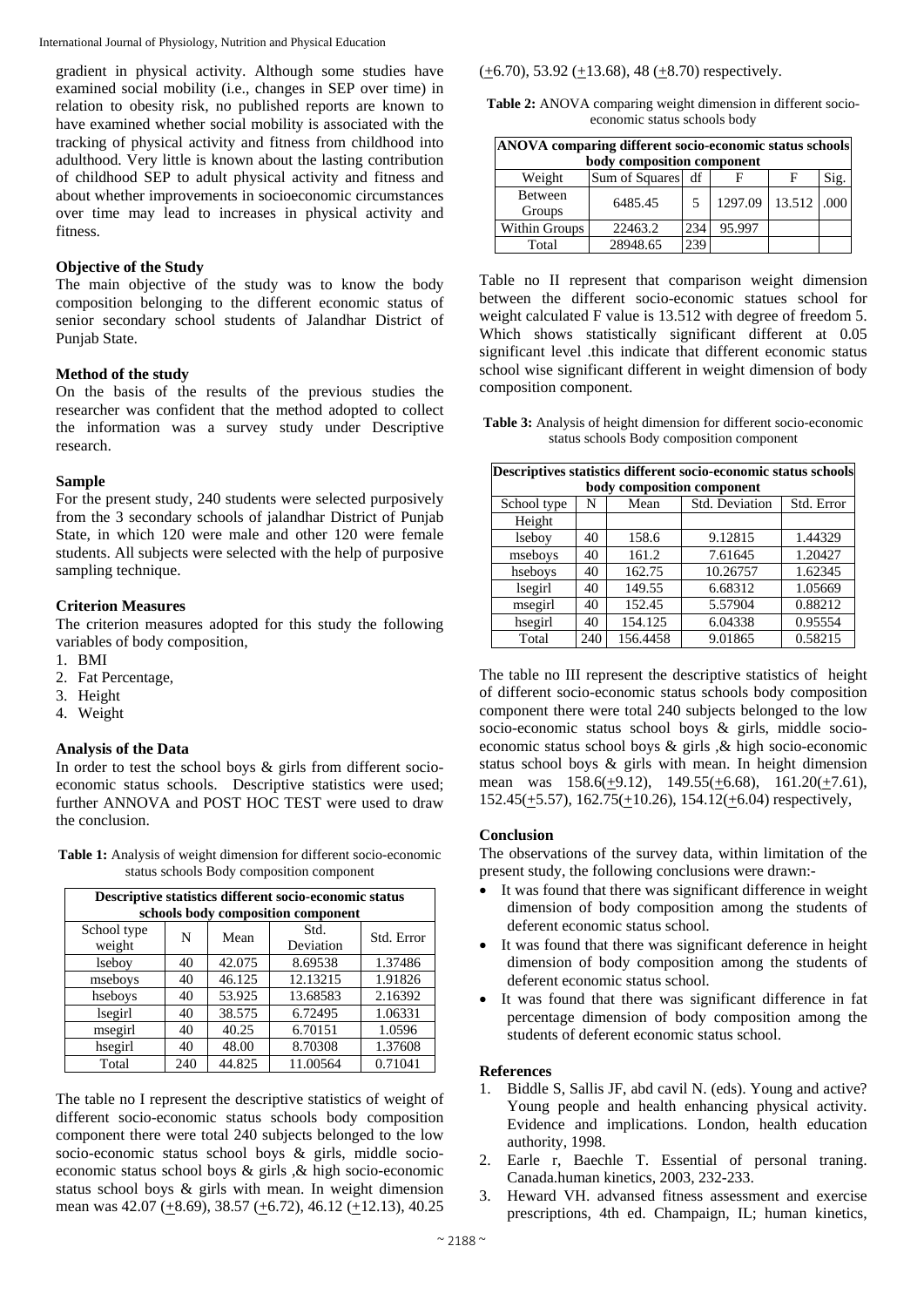gradient in physical activity. Although some studies have examined social mobility (i.e., changes in SEP over time) in relation to obesity risk, no published reports are known to have examined whether social mobility is associated with the tracking of physical activity and fitness from childhood into adulthood. Very little is known about the lasting contribution of childhood SEP to adult physical activity and fitness and about whether improvements in socioeconomic circumstances over time may lead to increases in physical activity and fitness.

### Objective of the Study

The main objective of the study was to know the body composition belonging to the different economic status of senior secondary school students of Jalandhar District of Punjab State.

### Method of the study

On the basis of the results of the previous studies the researcher was confident that the method adopted to collect the information was a survey study under Descriptive research.

### Sample

For the present study, 240 students were selected purposively from the 3 secondary schools of jalandhar District of Punjab State, in which 120 were male and other 120 were female students. All subjects were selected with the help of purposive sampling technique.

### Criterion Measures

The criterion measures adopted for this study the following variables of body composition,

1. BMI
2. Fat Percentage,
3. Height
4. Weight

### Analysis of the Data

In order to test the school boys & girls from different socio-economic status schools. Descriptive statistics were used; further ANNOVA and POST HOC TEST were used to draw the conclusion.

**Table 1:** Analysis of weight dimension for different socio-economic status schools Body composition component

| Descriptive statistics different socio-economic status schools body composition component | | | | |
|---|---|---|---|---|
| School type weight | N | Mean | Std. Deviation | Std. Error |
| lseboy | 40 | 42.075 | 8.69538 | 1.37486 |
| mseboys | 40 | 46.125 | 12.13215 | 1.91826 |
| hseboys | 40 | 53.925 | 13.68583 | 2.16392 |
| lsegirl | 40 | 38.575 | 6.72495 | 1.06331 |
| msegirl | 40 | 40.25 | 6.70151 | 1.0596 |
| hsegirl | 40 | 48.00 | 8.70308 | 1.37608 |
| Total | 240 | 44.825 | 11.00564 | 0.71041 |

The table no I represent the descriptive statistics of weight of different socio-economic status schools body composition component there were total 240 subjects belonged to the low socio-economic status school boys & girls, middle socio-economic status school boys & girls ,& high socio-economic status school boys & girls with mean. In weight dimension mean was 42.07 (+8.69), 38.57 (+6.72), 46.12 (+12.13), 40.25 (+6.70), 53.92 (+13.68), 48 (+8.70) respectively.

**Table 2:** ANOVA comparing weight dimension in different socio-economic status schools body

| ANOVA comparing different socio-economic status schools body composition component | | | | | |
|---|---|---|---|---|---|
| Weight | Sum of Squares | df | F | F | Sig. |
| Between Groups | 6485.45 | 5 | 1297.09 | 13.512 | .000 |
| Within Groups | 22463.2 | 234 | 95.997 | | |
| Total | 28948.65 | 239 | | | |

Table no II represent that comparison weight dimension between the different socio-economic statues school for weight calculated F value is 13.512 with degree of freedom 5. Which shows statistically significant different at 0.05 significant level .this indicate that different economic status school wise significant different in weight dimension of body composition component.

**Table 3:** Analysis of height dimension for different socio-economic status schools Body composition component

| Descriptives statistics different socio-economic status schools body composition component | | | | |
|---|---|---|---|---|
| School type | N | Mean | Std. Deviation | Std. Error |
| Height | | | | |
| lseboy | 40 | 158.6 | 9.12815 | 1.44329 |
| mseboys | 40 | 161.2 | 7.61645 | 1.20427 |
| hseboys | 40 | 162.75 | 10.26757 | 1.62345 |
| lsegirl | 40 | 149.55 | 6.68312 | 1.05669 |
| msegirl | 40 | 152.45 | 5.57904 | 0.88212 |
| hsegirl | 40 | 154.125 | 6.04338 | 0.95554 |
| Total | 240 | 156.4458 | 9.01865 | 0.58215 |

The table no III represent the descriptive statistics of height of different socio-economic status schools body composition component there were total 240 subjects belonged to the low socio-economic status school boys & girls, middle socio-economic status school boys & girls ,& high socio-economic status school boys & girls with mean. In height dimension mean was 158.6(+9.12), 149.55(+6.68), 161.20(+7.61), 152.45(+5.57), 162.75(+10.26), 154.12(+6.04) respectively,

### Conclusion

The observations of the survey data, within limitation of the present study, the following conclusions were drawn:-

- It was found that there was significant difference in weight dimension of body composition among the students of deferent economic status school.
- It was found that there was significant deference in height dimension of body composition among the students of deferent economic status school.
- It was found that there was significant difference in fat percentage dimension of body composition among the students of deferent economic status school.

### References

1. Biddle S, Sallis JF, abd cavil N. (eds). Young and active? Young people and health enhancing physical activity. Evidence and implications. London, health education authority, 1998.
2. Earle r, Baechle T. Essential of personal traning. Canada.human kinetics, 2003, 232-233.
3. Heward VH. advansed fitness assessment and exercise prescriptions, 4th ed. Champaign, IL; human kinetics,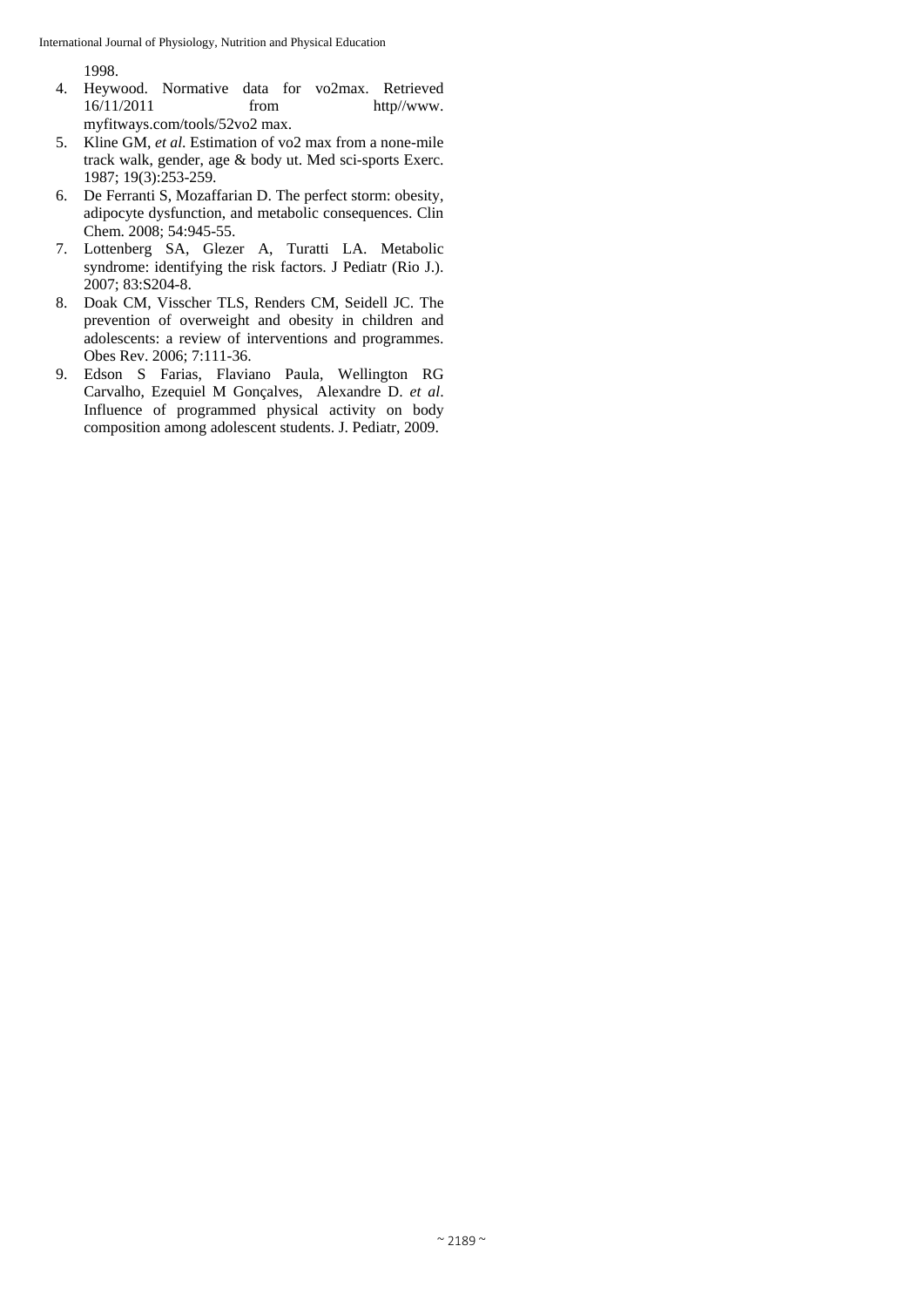1998.

4. Heywood. Normative data for vo2max. Retrieved 16/11/2011 from http//www. myfitways.com/tools/52vo2 max.
5. Kline GM, *et al*. Estimation of vo2 max from a none-mile track walk, gender, age & body ut. Med sci-sports Exerc. 1987; 19(3):253-259.
6. De Ferranti S, Mozaffarian D. The perfect storm: obesity, adipocyte dysfunction, and metabolic consequences. Clin Chem. 2008; 54:945-55.
7. Lottenberg SA, Glezer A, Turatti LA. Metabolic syndrome: identifying the risk factors. J Pediatr (Rio J.). 2007; 83:S204-8.
8. Doak CM, Visscher TLS, Renders CM, Seidell JC. The prevention of overweight and obesity in children and adolescents: a review of interventions and programmes. Obes Rev. 2006; 7:111-36.
9. Edson S Farias, Flaviano Paula, Wellington RG Carvalho, Ezequiel M Gonçalves, Alexandre D. *et al*. Influence of programmed physical activity on body composition among adolescent students. J. Pediatr, 2009.